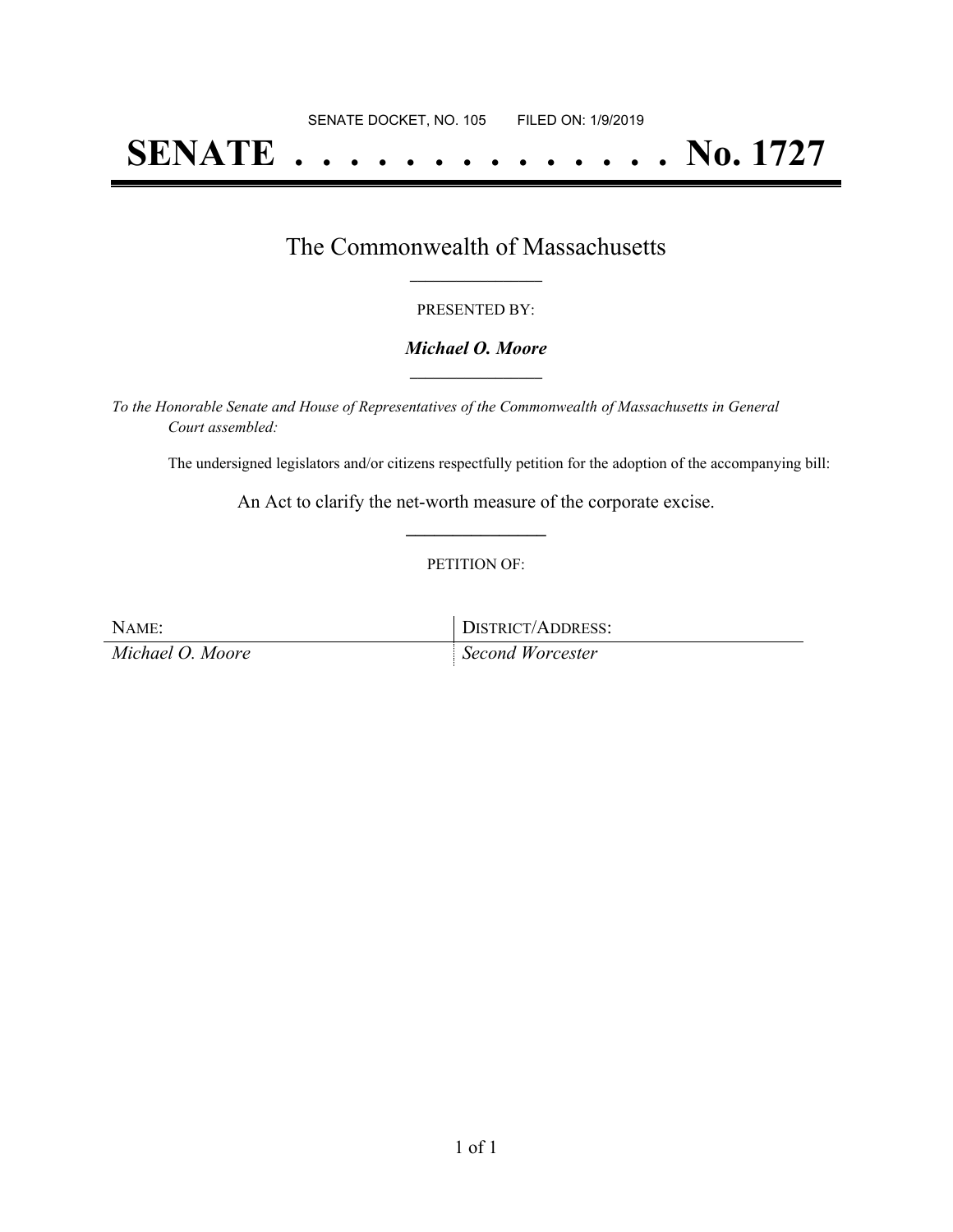SENATE DOCKET, NO. 105 FILED ON: 1/9/2019

# SENATE . . . . . . . . . . . . . . No. 1727

## The Commonwealth of Massachusetts

PRESENTED BY:

***Michael O. Moore***

*To the Honorable Senate and House of Representatives of the Commonwealth of Massachusetts in General Court assembled:*

The undersigned legislators and/or citizens respectfully petition for the adoption of the accompanying bill:

An Act to clarify the net-worth measure of the corporate excise.

PETITION OF:

| NAME: | DISTRICT/ADDRESS: |
|---|---|
| *Michael O. Moore* | *Second Worcester* |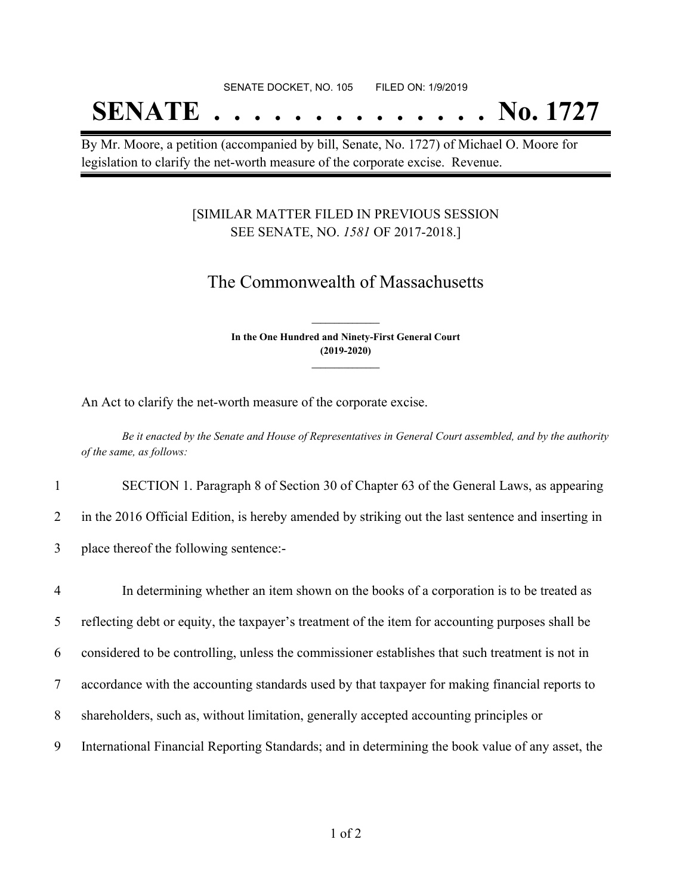SENATE DOCKET, NO. 105        FILED ON: 1/9/2019

# SENATE . . . . . . . . . . . . . . No. 1727

By Mr. Moore, a petition (accompanied by bill, Senate, No. 1727) of Michael O. Moore for legislation to clarify the net-worth measure of the corporate excise. Revenue.

[SIMILAR MATTER FILED IN PREVIOUS SESSION SEE SENATE, NO. *1581* OF 2017-2018.]

## The Commonwealth of Massachusetts

**In the One Hundred and Ninety-First General Court (2019-2020)**

An Act to clarify the net-worth measure of the corporate excise.

*Be it enacted by the Senate and House of Representatives in General Court assembled, and by the authority of the same, as follows:*

1 SECTION 1. Paragraph 8 of Section 30 of Chapter 63 of the General Laws, as appearing
2 in the 2016 Official Edition, is hereby amended by striking out the last sentence and inserting in
3 place thereof the following sentence:-

4 In determining whether an item shown on the books of a corporation is to be treated as
5 reflecting debt or equity, the taxpayer's treatment of the item for accounting purposes shall be
6 considered to be controlling, unless the commissioner establishes that such treatment is not in
7 accordance with the accounting standards used by that taxpayer for making financial reports to
8 shareholders, such as, without limitation, generally accepted accounting principles or
9 International Financial Reporting Standards; and in determining the book value of any asset, the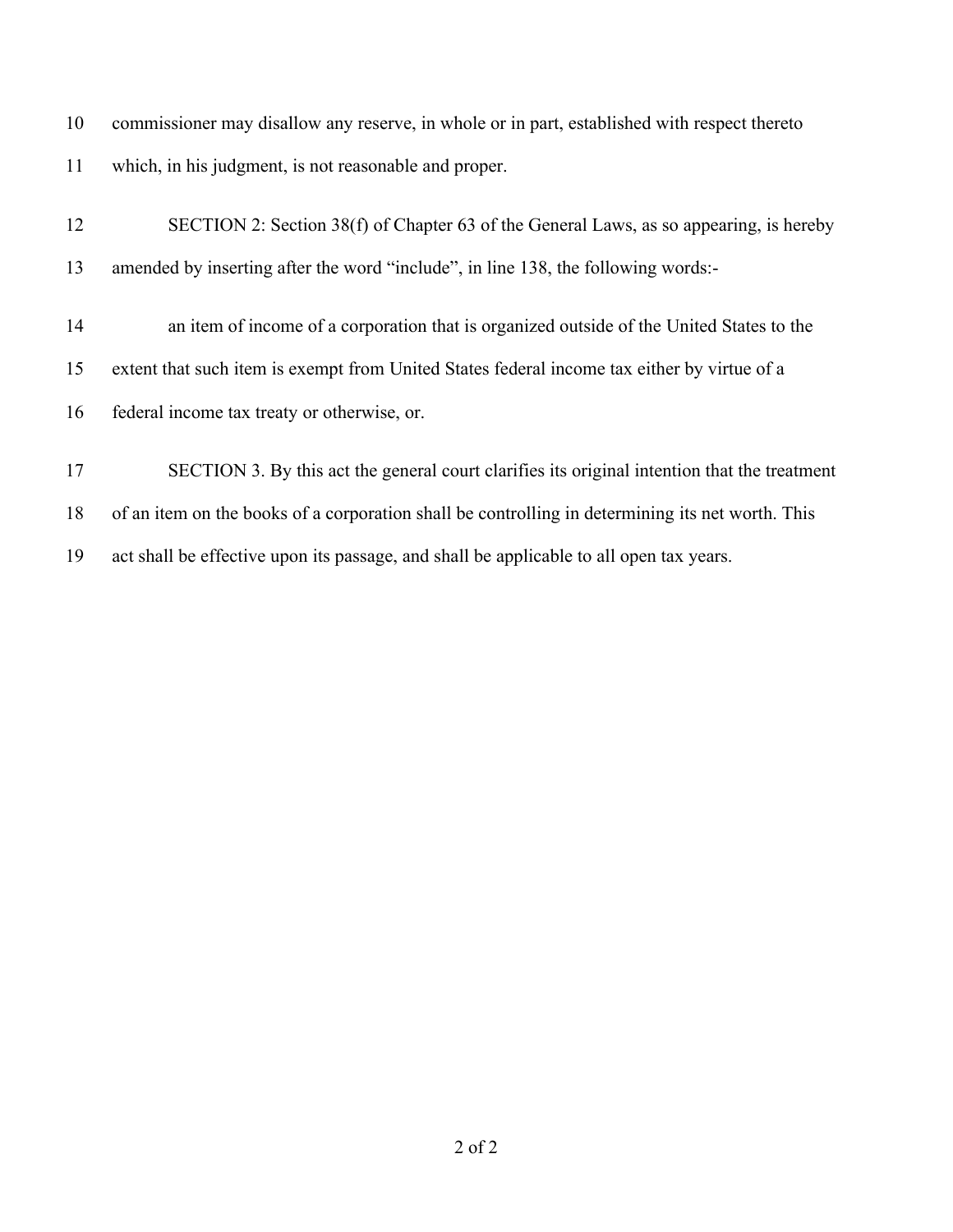commissioner may disallow any reserve, in whole or in part, established with respect thereto which, in his judgment, is not reasonable and proper.

SECTION 2: Section 38(f) of Chapter 63 of the General Laws, as so appearing, is hereby amended by inserting after the word "include", in line 138, the following words:-

an item of income of a corporation that is organized outside of the United States to the extent that such item is exempt from United States federal income tax either by virtue of a federal income tax treaty or otherwise, or.

SECTION 3. By this act the general court clarifies its original intention that the treatment of an item on the books of a corporation shall be controlling in determining its net worth. This act shall be effective upon its passage, and shall be applicable to all open tax years.